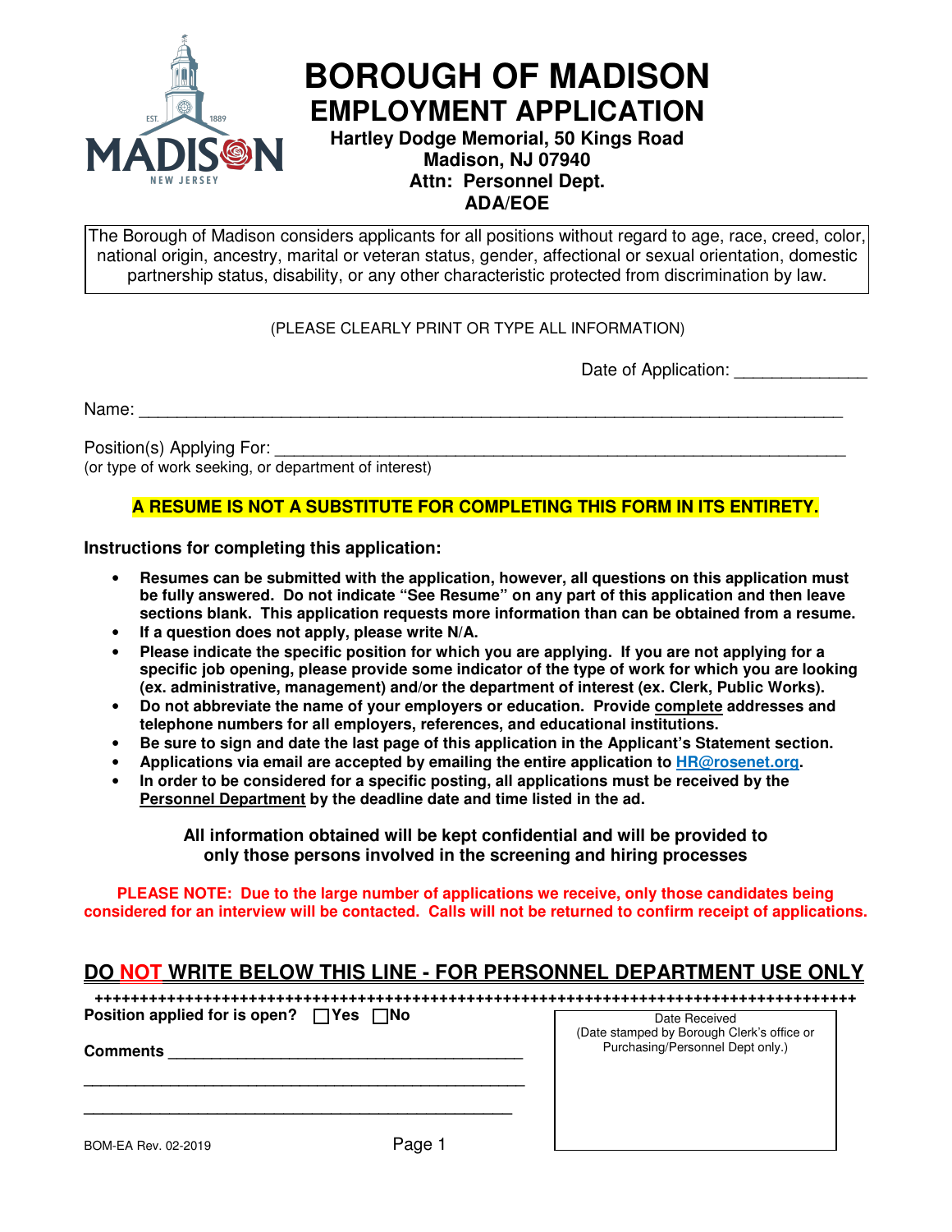# BOROUGH OF MADISON
## EMPLOYMENT APPLICATION

**Hartley Dodge Memorial, 50 Kings Road**
**Madison, NJ 07940**
**Attn: Personnel Dept.**
**ADA/EOE**

The Borough of Madison considers applicants for all positions without regard to age, race, creed, color, national origin, ancestry, marital or veteran status, gender, affectional or sexual orientation, domestic partnership status, disability, or any other characteristic protected from discrimination by law.

(PLEASE CLEARLY PRINT OR TYPE ALL INFORMATION)

Date of Application: ______________

Name: ______________________________________________________________________________

Position(s) Applying For: ______________________________________________________________
(or type of work seeking, or department of interest)

**A RESUME IS NOT A SUBSTITUTE FOR COMPLETING THIS FORM IN ITS ENTIRETY.**

**Instructions for completing this application:**

- **Resumes can be submitted with the application, however, all questions on this application must be fully answered. Do not indicate "See Resume" on any part of this application and then leave sections blank. This application requests more information than can be obtained from a resume.**
- **If a question does not apply, please write N/A.**
- **Please indicate the specific position for which you are applying. If you are not applying for a specific job opening, please provide some indicator of the type of work for which you are looking (ex. administrative, management) and/or the department of interest (ex. Clerk, Public Works).**
- **Do not abbreviate the name of your employers or education. Provide complete addresses and telephone numbers for all employers, references, and educational institutions.**
- **Be sure to sign and date the last page of this application in the Applicant's Statement section.**
- **Applications via email are accepted by emailing the entire application to HR@rosenet.org.**
- **In order to be considered for a specific posting, all applications must be received by the Personnel Department by the deadline date and time listed in the ad.**

**All information obtained will be kept confidential and will be provided to only those persons involved in the screening and hiring processes**

**PLEASE NOTE: Due to the large number of applications we receive, only those candidates being considered for an interview will be contacted. Calls will not be returned to confirm receipt of applications.**

## DO NOT WRITE BELOW THIS LINE - FOR PERSONNEL DEPARTMENT USE ONLY

++++++++++++++++++++++++++++++++++++++++++++++++++++++++++++++++++++++++++++++++++++++++++++

**Position applied for is open?** ☐ **Yes** ☐ **No**

**Comments** ________________________________________

__________________________________________________

__________________________________________________

Date Received
(Date stamped by Borough Clerk's office or Purchasing/Personnel Dept only.)

BOM-EA Rev. 02-2019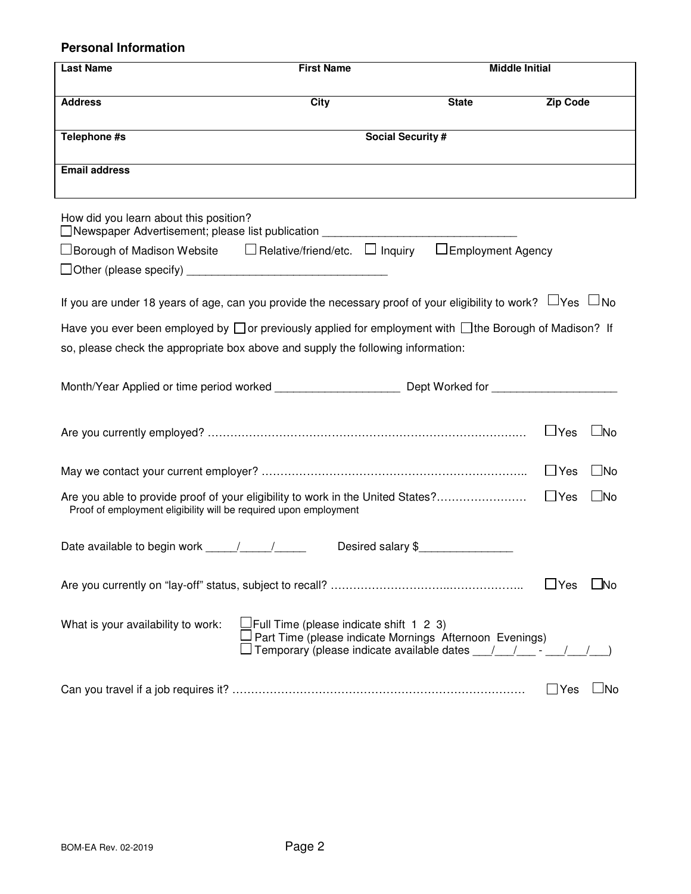## Personal Information

| Last Name | First Name | Middle Initial | |
|---|---|---|---|
| **Address** | **City** | **State** | **Zip Code** |
| **Telephone #s** | **Social Security #** | | |
| **Email address** | | | |

How did you learn about this position?

☐ Newspaper Advertisement; please list publication ______________________________

☐ Borough of Madison Website ☐ Relative/friend/etc. ☐ Inquiry ☐ Employment Agency

☐ Other (please specify) _______________________________

If you are under 18 years of age, can you provide the necessary proof of your eligibility to work? ☐ Yes ☐ No

Have you ever been employed by ☐ or previously applied for employment with ☐ the Borough of Madison? If so, please check the appropriate box above and supply the following information:

Month/Year Applied or time period worked ___________________ Dept Worked for ___________________

Are you currently employed? ………………………………………………………………………… ☐ Yes ☐ No

May we contact your current employer? …………………………………………………………….. ☐ Yes ☐ No

Are you able to provide proof of your eligibility to work in the United States?…………………… ☐ Yes ☐ No

Proof of employment eligibility will be required upon employment

Date available to begin work _____/_____/_____ Desired salary $_______________

Are you currently on "lay-off" status, subject to recall? …………………………..……………….. ☐ Yes ☐ No

What is your availability to work:

☐ Full Time (please indicate shift 1 2 3)

☐ Part Time (please indicate Mornings Afternoon Evenings)

☐ Temporary (please indicate available dates ___/___/___ - ___/___/___)

Can you travel if a job requires it? …………………………………………………………………… ☐ Yes ☐ No

BOM-EA Rev. 02-2019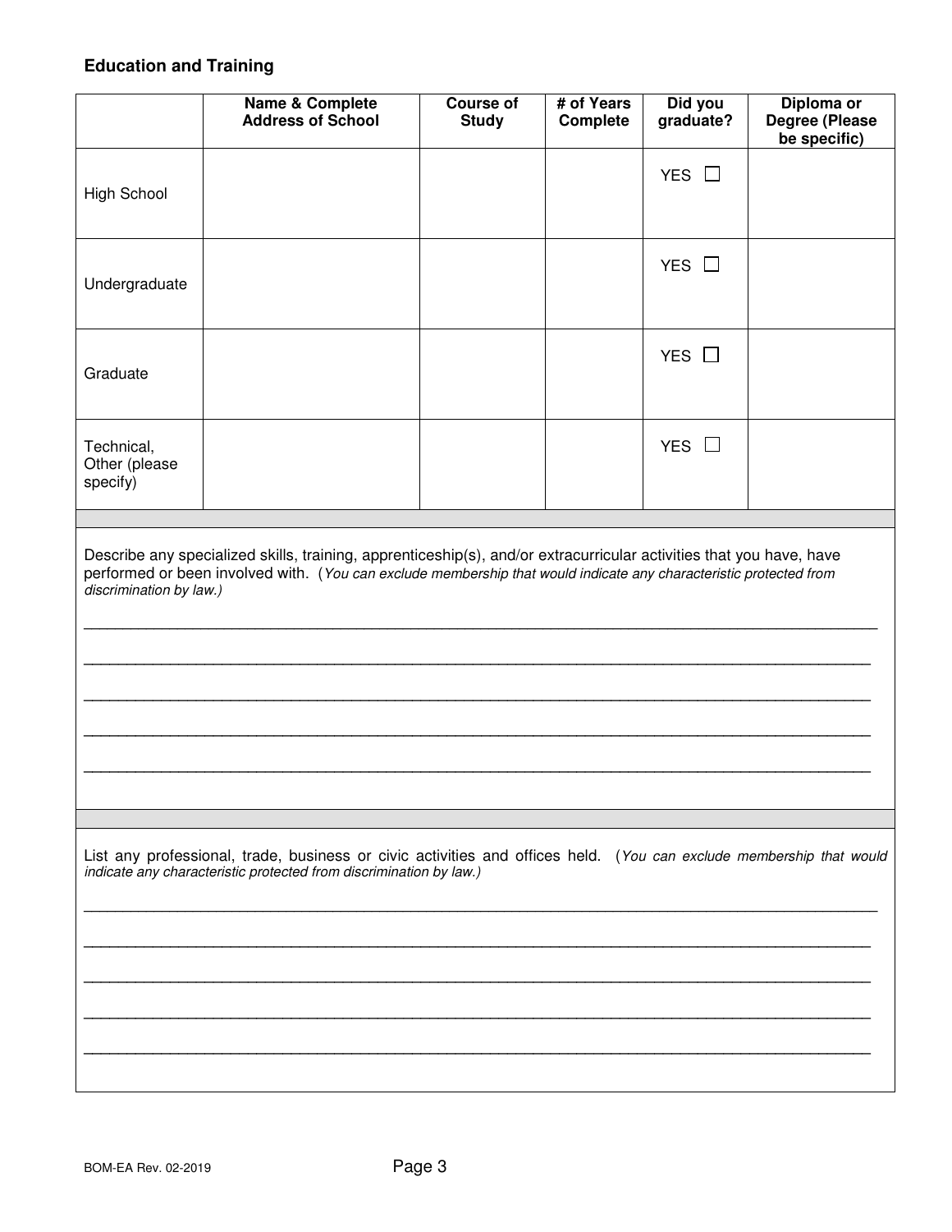## Education and Training

| | Name & Complete Address of School | Course of Study | # of Years Complete | Did you graduate? | Diploma or Degree (Please be specific) |
|---|---|---|---|---|---|
| High School | | | | YES ☐ | |
| Undergraduate | | | | YES ☐ | |
| Graduate | | | | YES ☐ | |
| Technical, Other (please specify) | | | | YES ☐ | |

Describe any specialized skills, training, apprenticeship(s), and/or extracurricular activities that you have, have performed or been involved with. (*You can exclude membership that would indicate any characteristic protected from discrimination by law.)*

______________________________________________________________________________

______________________________________________________________________________

______________________________________________________________________________

______________________________________________________________________________

______________________________________________________________________________

List any professional, trade, business or civic activities and offices held. (*You can exclude membership that would indicate any characteristic protected from discrimination by law.)*

______________________________________________________________________________

______________________________________________________________________________

______________________________________________________________________________

______________________________________________________________________________

______________________________________________________________________________

BOM-EA Rev. 02-2019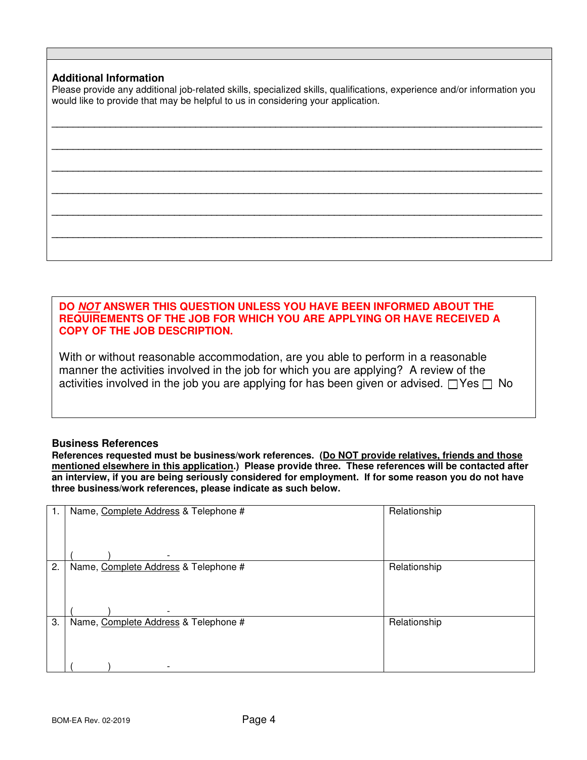### Additional Information

Please provide any additional job-related skills, specialized skills, qualifications, experience and/or information you would like to provide that may be helpful to us in considering your application.

___________________________________________________________________________________

___________________________________________________________________________________

___________________________________________________________________________________

___________________________________________________________________________________

___________________________________________________________________________________

___________________________________________________________________________________

**DO *NOT* ANSWER THIS QUESTION UNLESS YOU HAVE BEEN INFORMED ABOUT THE REQUIREMENTS OF THE JOB FOR WHICH YOU ARE APPLYING OR HAVE RECEIVED A COPY OF THE JOB DESCRIPTION.**

With or without reasonable accommodation, are you able to perform in a reasonable manner the activities involved in the job for which you are applying? A review of the activities involved in the job you are applying for has been given or advised. ☐ Yes ☐ No

### Business References

**References requested must be business/work references. (Do NOT provide relatives, friends and those mentioned elsewhere in this application.) Please provide three. These references will be contacted after an interview, if you are being seriously considered for employment. If for some reason you do not have three business/work references, please indicate as such below.**

| | Name, Complete Address & Telephone # | Relationship |
|---|---|---|
| 1. | Name, Complete Address & Telephone #<br><br>(    )    - | Relationship |
| 2. | Name, Complete Address & Telephone #<br><br>(    )    - | Relationship |
| 3. | Name, Complete Address & Telephone #<br><br>(    )    - | Relationship |

BOM-EA Rev. 02-2019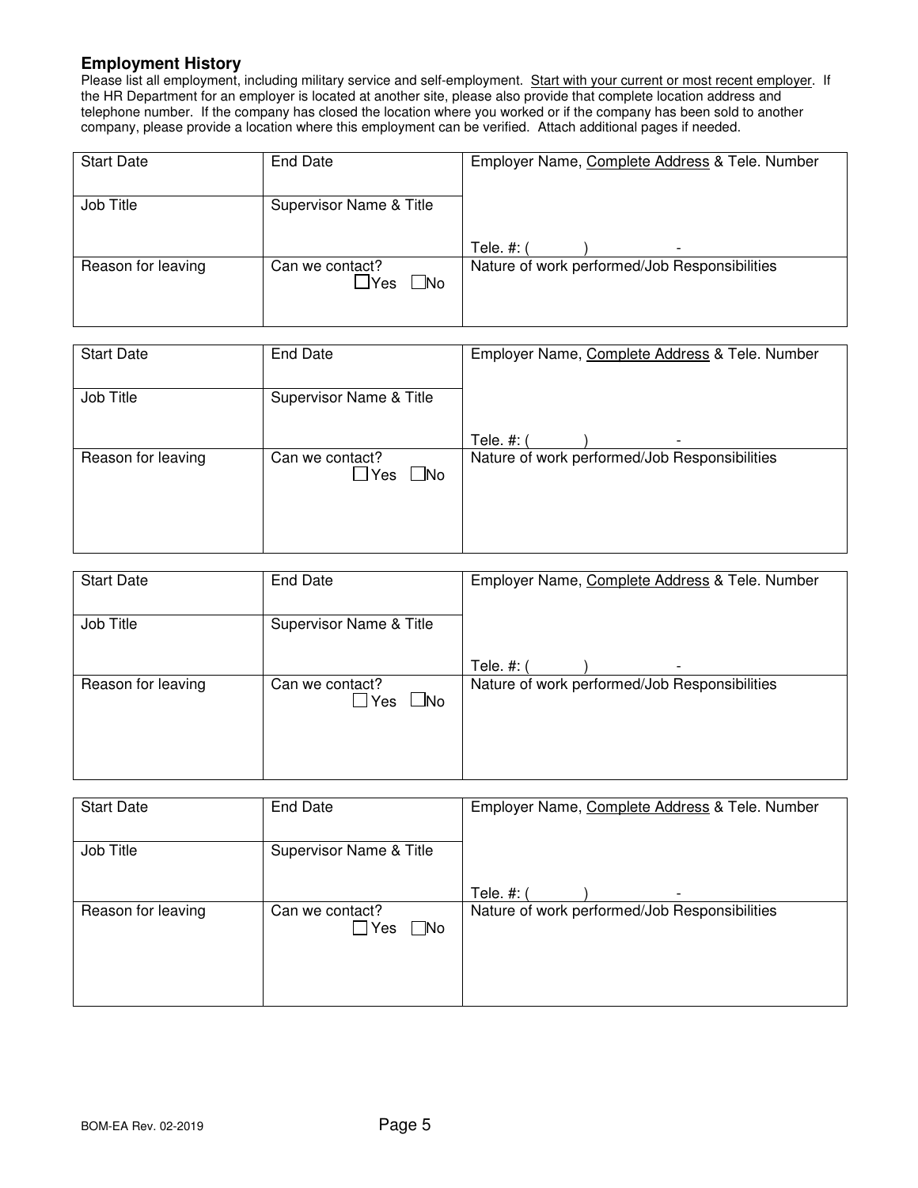## Employment History

Please list all employment, including military service and self-employment. <u>Start with your current or most recent employer</u>. If the HR Department for an employer is located at another site, please also provide that complete location address and telephone number. If the company has closed the location where you worked or if the company has been sold to another company, please provide a location where this employment can be verified. Attach additional pages if needed.

| Start Date | End Date | Employer Name, <u>Complete Address</u> & Tele. Number |
|---|---|---|
| Job Title | Supervisor Name & Title | Tele. #: (          )                - |
| Reason for leaving | Can we contact? ☐Yes ☐No | Nature of work performed/Job Responsibilities |

| Start Date | End Date | Employer Name, <u>Complete Address</u> & Tele. Number |
|---|---|---|
| Job Title | Supervisor Name & Title | Tele. #: (          )                - |
| Reason for leaving | Can we contact? ☐Yes ☐No | Nature of work performed/Job Responsibilities |

| Start Date | End Date | Employer Name, <u>Complete Address</u> & Tele. Number |
|---|---|---|
| Job Title | Supervisor Name & Title | Tele. #: (          )                - |
| Reason for leaving | Can we contact? ☐Yes ☐No | Nature of work performed/Job Responsibilities |

| Start Date | End Date | Employer Name, <u>Complete Address</u> & Tele. Number |
|---|---|---|
| Job Title | Supervisor Name & Title | Tele. #: (          )                - |
| Reason for leaving | Can we contact? ☐Yes ☐No | Nature of work performed/Job Responsibilities |

BOM-EA Rev. 02-2019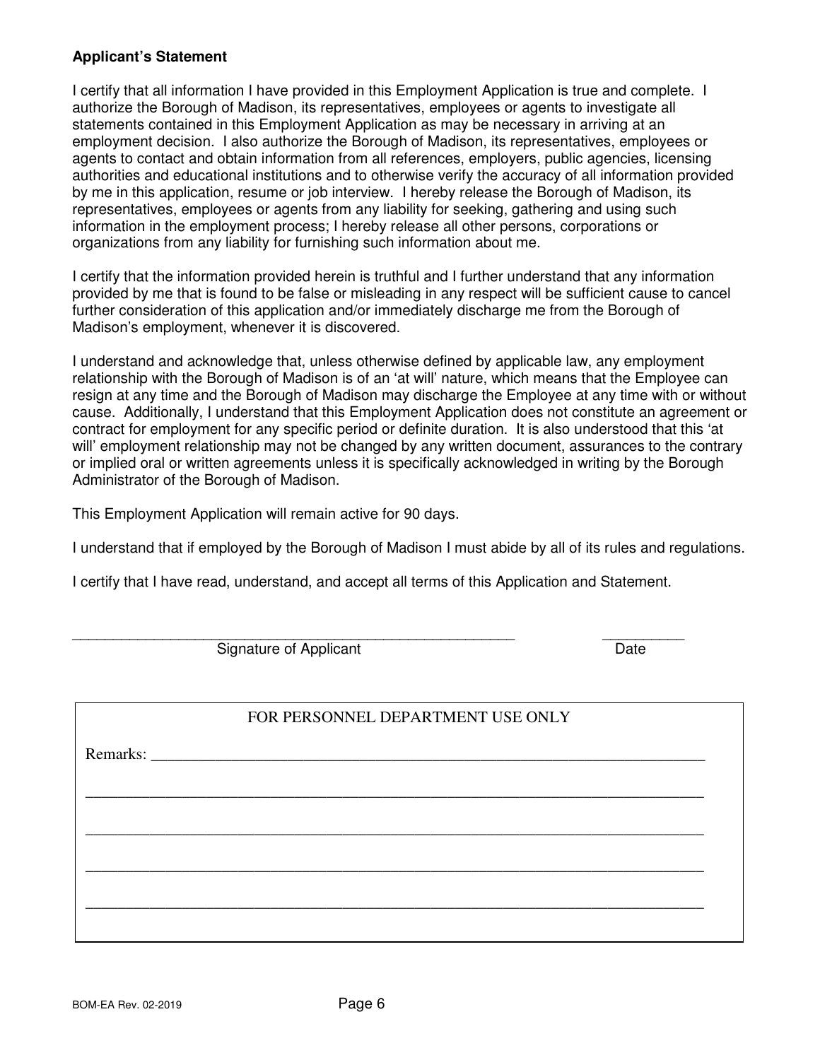**Applicant's Statement**

I certify that all information I have provided in this Employment Application is true and complete. I authorize the Borough of Madison, its representatives, employees or agents to investigate all statements contained in this Employment Application as may be necessary in arriving at an employment decision. I also authorize the Borough of Madison, its representatives, employees or agents to contact and obtain information from all references, employers, public agencies, licensing authorities and educational institutions and to otherwise verify the accuracy of all information provided by me in this application, resume or job interview. I hereby release the Borough of Madison, its representatives, employees or agents from any liability for seeking, gathering and using such information in the employment process; I hereby release all other persons, corporations or organizations from any liability for furnishing such information about me.

I certify that the information provided herein is truthful and I further understand that any information provided by me that is found to be false or misleading in any respect will be sufficient cause to cancel further consideration of this application and/or immediately discharge me from the Borough of Madison's employment, whenever it is discovered.

I understand and acknowledge that, unless otherwise defined by applicable law, any employment relationship with the Borough of Madison is of an 'at will' nature, which means that the Employee can resign at any time and the Borough of Madison may discharge the Employee at any time with or without cause. Additionally, I understand that this Employment Application does not constitute an agreement or contract for employment for any specific period or definite duration. It is also understood that this 'at will' employment relationship may not be changed by any written document, assurances to the contrary or implied oral or written agreements unless it is specifically acknowledged in writing by the Borough Administrator of the Borough of Madison.

This Employment Application will remain active for 90 days.

I understand that if employed by the Borough of Madison I must abide by all of its rules and regulations.

I certify that I have read, understand, and accept all terms of this Application and Statement.

\_\_\_\_\_\_\_\_\_\_\_\_\_\_\_\_\_\_\_\_\_\_\_\_\_\_\_\_\_\_\_\_\_\_\_\_\_\_\_\_\_\_\_\_\_\_\_\_ \_\_\_\_\_\_\_\_\_\_
Signature of Applicant Date

FOR PERSONNEL DEPARTMENT USE ONLY

Remarks: \_\_\_\_\_\_\_\_\_\_\_\_\_\_\_\_\_\_\_\_\_\_\_\_\_\_\_\_\_\_\_\_\_\_\_\_\_\_\_\_\_\_\_\_\_\_\_\_\_\_\_\_\_\_\_\_\_\_\_\_

\_\_\_\_\_\_\_\_\_\_\_\_\_\_\_\_\_\_\_\_\_\_\_\_\_\_\_\_\_\_\_\_\_\_\_\_\_\_\_\_\_\_\_\_\_\_\_\_\_\_\_\_\_\_\_\_\_\_\_\_\_\_\_\_\_\_\_

\_\_\_\_\_\_\_\_\_\_\_\_\_\_\_\_\_\_\_\_\_\_\_\_\_\_\_\_\_\_\_\_\_\_\_\_\_\_\_\_\_\_\_\_\_\_\_\_\_\_\_\_\_\_\_\_\_\_\_\_\_\_\_\_\_\_\_

\_\_\_\_\_\_\_\_\_\_\_\_\_\_\_\_\_\_\_\_\_\_\_\_\_\_\_\_\_\_\_\_\_\_\_\_\_\_\_\_\_\_\_\_\_\_\_\_\_\_\_\_\_\_\_\_\_\_\_\_\_\_\_\_\_\_\_

\_\_\_\_\_\_\_\_\_\_\_\_\_\_\_\_\_\_\_\_\_\_\_\_\_\_\_\_\_\_\_\_\_\_\_\_\_\_\_\_\_\_\_\_\_\_\_\_\_\_\_\_\_\_\_\_\_\_\_\_\_\_\_\_\_\_\_

BOM-EA Rev. 02-2019